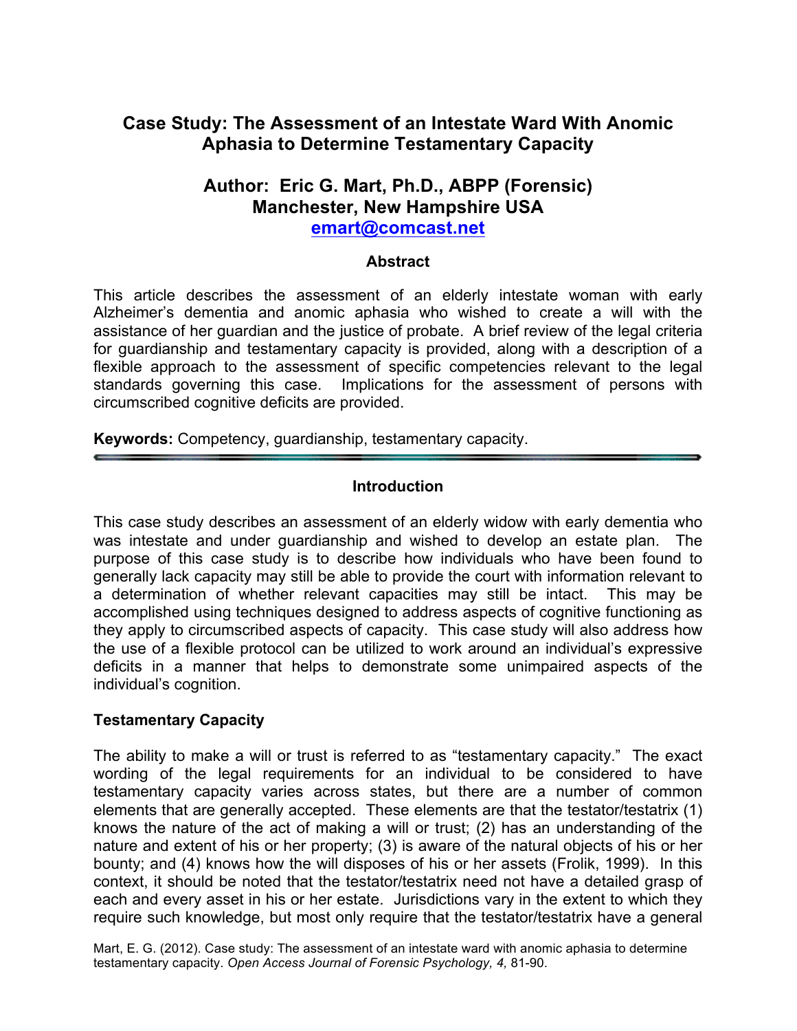# Case Study: The Assessment of an Intestate Ward With Anomic Aphasia to Determine Testamentary Capacity

## Author: Eric G. Mart, Ph.D., ABPP (Forensic)
## Manchester, New Hampshire USA
## emart@comcast.net

### Abstract

This article describes the assessment of an elderly intestate woman with early Alzheimer's dementia and anomic aphasia who wished to create a will with the assistance of her guardian and the justice of probate. A brief review of the legal criteria for guardianship and testamentary capacity is provided, along with a description of a flexible approach to the assessment of specific competencies relevant to the legal standards governing this case. Implications for the assessment of persons with circumscribed cognitive deficits are provided.

**Keywords:** Competency, guardianship, testamentary capacity.

### Introduction

This case study describes an assessment of an elderly widow with early dementia who was intestate and under guardianship and wished to develop an estate plan. The purpose of this case study is to describe how individuals who have been found to generally lack capacity may still be able to provide the court with information relevant to a determination of whether relevant capacities may still be intact. This may be accomplished using techniques designed to address aspects of cognitive functioning as they apply to circumscribed aspects of capacity. This case study will also address how the use of a flexible protocol can be utilized to work around an individual's expressive deficits in a manner that helps to demonstrate some unimpaired aspects of the individual's cognition.

### Testamentary Capacity

The ability to make a will or trust is referred to as "testamentary capacity." The exact wording of the legal requirements for an individual to be considered to have testamentary capacity varies across states, but there are a number of common elements that are generally accepted. These elements are that the testator/testatrix (1) knows the nature of the act of making a will or trust; (2) has an understanding of the nature and extent of his or her property; (3) is aware of the natural objects of his or her bounty; and (4) knows how the will disposes of his or her assets (Frolik, 1999). In this context, it should be noted that the testator/testatrix need not have a detailed grasp of each and every asset in his or her estate. Jurisdictions vary in the extent to which they require such knowledge, but most only require that the testator/testatrix have a general

Mart, E. G. (2012). Case study: The assessment of an intestate ward with anomic aphasia to determine testamentary capacity. *Open Access Journal of Forensic Psychology, 4,* 81-90.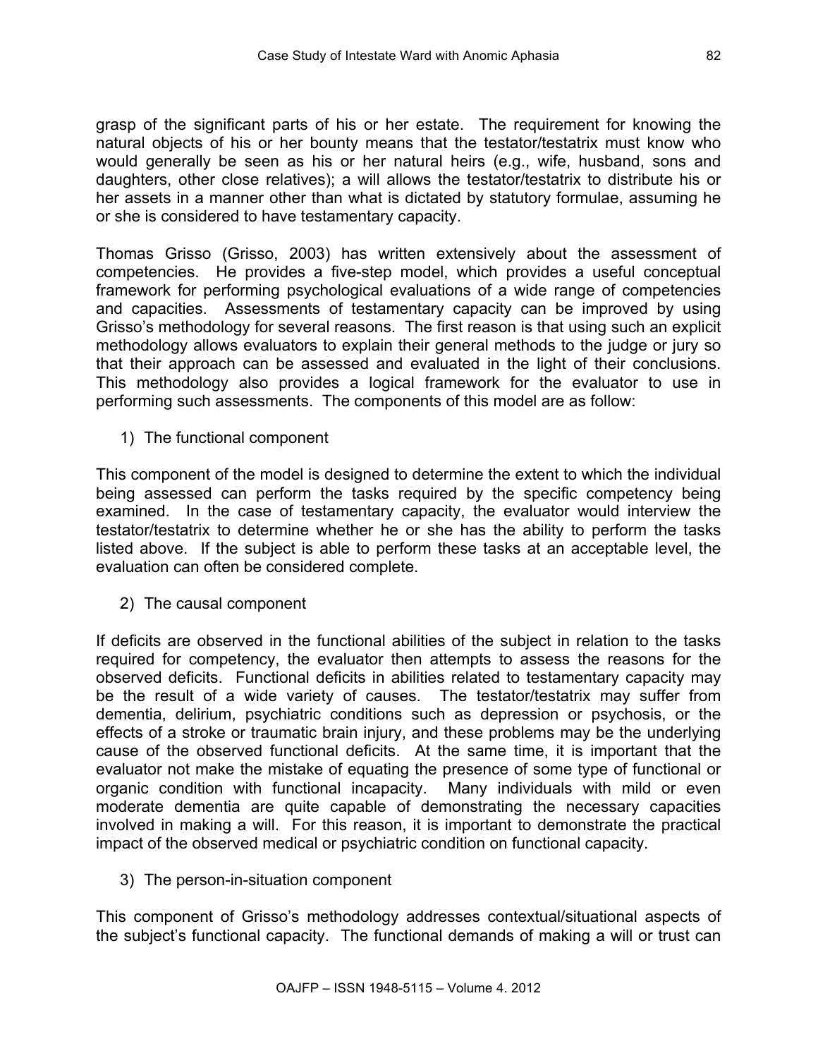grasp of the significant parts of his or her estate. The requirement for knowing the natural objects of his or her bounty means that the testator/testatrix must know who would generally be seen as his or her natural heirs (e.g., wife, husband, sons and daughters, other close relatives); a will allows the testator/testatrix to distribute his or her assets in a manner other than what is dictated by statutory formulae, assuming he or she is considered to have testamentary capacity.

Thomas Grisso (Grisso, 2003) has written extensively about the assessment of competencies. He provides a five-step model, which provides a useful conceptual framework for performing psychological evaluations of a wide range of competencies and capacities. Assessments of testamentary capacity can be improved by using Grisso's methodology for several reasons. The first reason is that using such an explicit methodology allows evaluators to explain their general methods to the judge or jury so that their approach can be assessed and evaluated in the light of their conclusions. This methodology also provides a logical framework for the evaluator to use in performing such assessments. The components of this model are as follow:

1) The functional component

This component of the model is designed to determine the extent to which the individual being assessed can perform the tasks required by the specific competency being examined. In the case of testamentary capacity, the evaluator would interview the testator/testatrix to determine whether he or she has the ability to perform the tasks listed above. If the subject is able to perform these tasks at an acceptable level, the evaluation can often be considered complete.

2) The causal component

If deficits are observed in the functional abilities of the subject in relation to the tasks required for competency, the evaluator then attempts to assess the reasons for the observed deficits. Functional deficits in abilities related to testamentary capacity may be the result of a wide variety of causes. The testator/testatrix may suffer from dementia, delirium, psychiatric conditions such as depression or psychosis, or the effects of a stroke or traumatic brain injury, and these problems may be the underlying cause of the observed functional deficits. At the same time, it is important that the evaluator not make the mistake of equating the presence of some type of functional or organic condition with functional incapacity. Many individuals with mild or even moderate dementia are quite capable of demonstrating the necessary capacities involved in making a will. For this reason, it is important to demonstrate the practical impact of the observed medical or psychiatric condition on functional capacity.

3) The person-in-situation component

This component of Grisso's methodology addresses contextual/situational aspects of the subject's functional capacity. The functional demands of making a will or trust can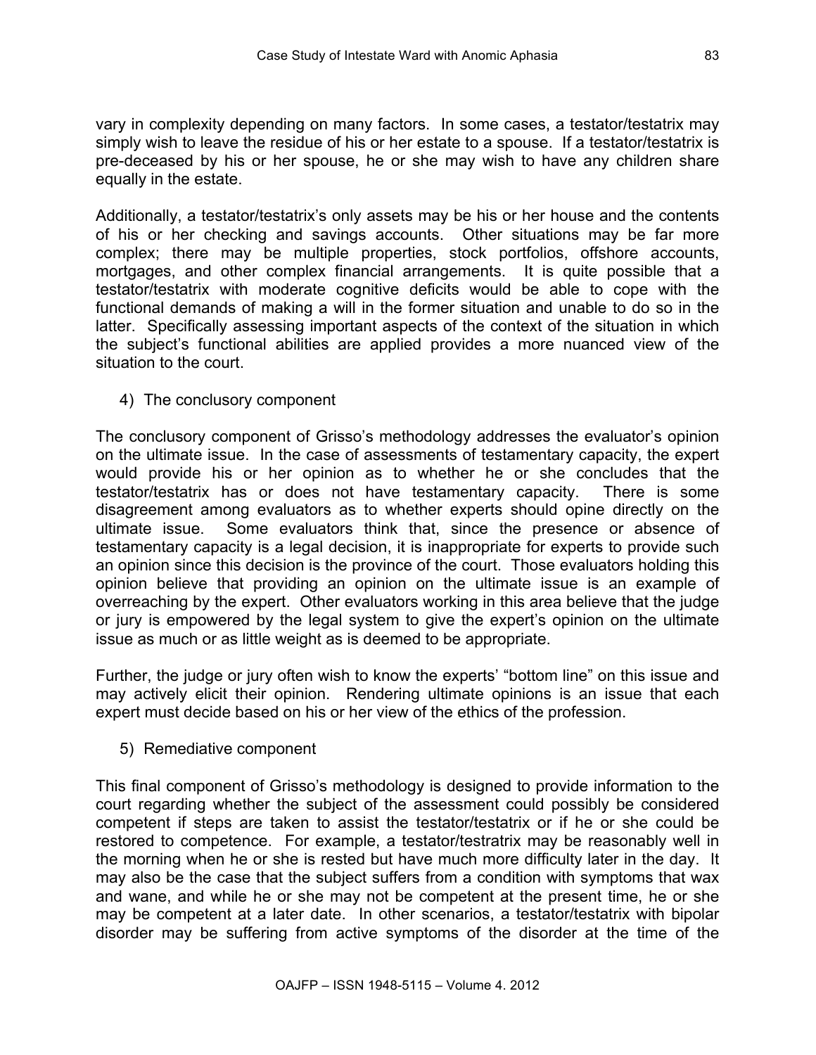vary in complexity depending on many factors. In some cases, a testator/testatrix may simply wish to leave the residue of his or her estate to a spouse. If a testator/testatrix is pre-deceased by his or her spouse, he or she may wish to have any children share equally in the estate.

Additionally, a testator/testatrix's only assets may be his or her house and the contents of his or her checking and savings accounts. Other situations may be far more complex; there may be multiple properties, stock portfolios, offshore accounts, mortgages, and other complex financial arrangements. It is quite possible that a testator/testatrix with moderate cognitive deficits would be able to cope with the functional demands of making a will in the former situation and unable to do so in the latter. Specifically assessing important aspects of the context of the situation in which the subject's functional abilities are applied provides a more nuanced view of the situation to the court.

4) The conclusory component

The conclusory component of Grisso's methodology addresses the evaluator's opinion on the ultimate issue. In the case of assessments of testamentary capacity, the expert would provide his or her opinion as to whether he or she concludes that the testator/testatrix has or does not have testamentary capacity. There is some disagreement among evaluators as to whether experts should opine directly on the ultimate issue. Some evaluators think that, since the presence or absence of testamentary capacity is a legal decision, it is inappropriate for experts to provide such an opinion since this decision is the province of the court. Those evaluators holding this opinion believe that providing an opinion on the ultimate issue is an example of overreaching by the expert. Other evaluators working in this area believe that the judge or jury is empowered by the legal system to give the expert's opinion on the ultimate issue as much or as little weight as is deemed to be appropriate.

Further, the judge or jury often wish to know the experts' "bottom line" on this issue and may actively elicit their opinion. Rendering ultimate opinions is an issue that each expert must decide based on his or her view of the ethics of the profession.

5) Remediative component

This final component of Grisso's methodology is designed to provide information to the court regarding whether the subject of the assessment could possibly be considered competent if steps are taken to assist the testator/testatrix or if he or she could be restored to competence. For example, a testator/testratrix may be reasonably well in the morning when he or she is rested but have much more difficulty later in the day. It may also be the case that the subject suffers from a condition with symptoms that wax and wane, and while he or she may not be competent at the present time, he or she may be competent at a later date. In other scenarios, a testator/testatrix with bipolar disorder may be suffering from active symptoms of the disorder at the time of the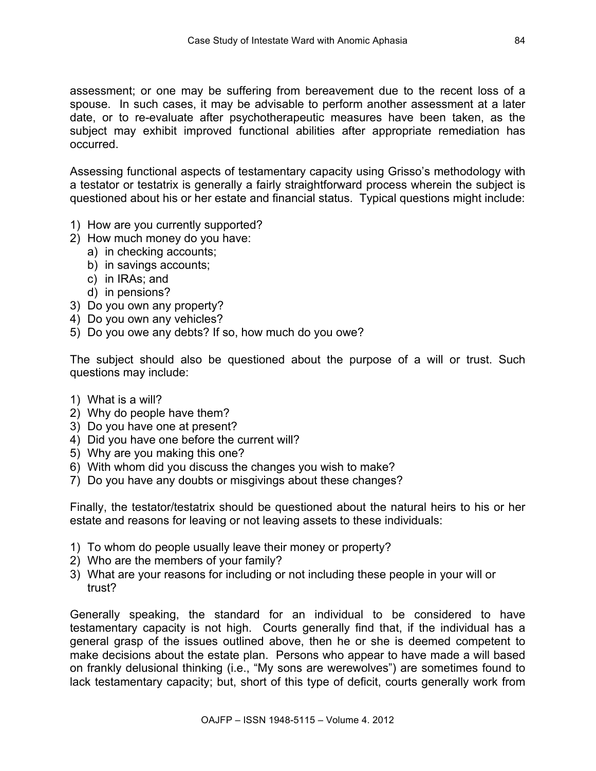assessment; or one may be suffering from bereavement due to the recent loss of a spouse. In such cases, it may be advisable to perform another assessment at a later date, or to re-evaluate after psychotherapeutic measures have been taken, as the subject may exhibit improved functional abilities after appropriate remediation has occurred.

Assessing functional aspects of testamentary capacity using Grisso's methodology with a testator or testatrix is generally a fairly straightforward process wherein the subject is questioned about his or her estate and financial status. Typical questions might include:

1) How are you currently supported?
2) How much money do you have:
   a) in checking accounts;
   b) in savings accounts;
   c) in IRAs; and
   d) in pensions?
3) Do you own any property?
4) Do you own any vehicles?
5) Do you owe any debts? If so, how much do you owe?

The subject should also be questioned about the purpose of a will or trust. Such questions may include:

1) What is a will?
2) Why do people have them?
3) Do you have one at present?
4) Did you have one before the current will?
5) Why are you making this one?
6) With whom did you discuss the changes you wish to make?
7) Do you have any doubts or misgivings about these changes?

Finally, the testator/testatrix should be questioned about the natural heirs to his or her estate and reasons for leaving or not leaving assets to these individuals:

1) To whom do people usually leave their money or property?
2) Who are the members of your family?
3) What are your reasons for including or not including these people in your will or trust?

Generally speaking, the standard for an individual to be considered to have testamentary capacity is not high. Courts generally find that, if the individual has a general grasp of the issues outlined above, then he or she is deemed competent to make decisions about the estate plan. Persons who appear to have made a will based on frankly delusional thinking (i.e., "My sons are werewolves") are sometimes found to lack testamentary capacity; but, short of this type of deficit, courts generally work from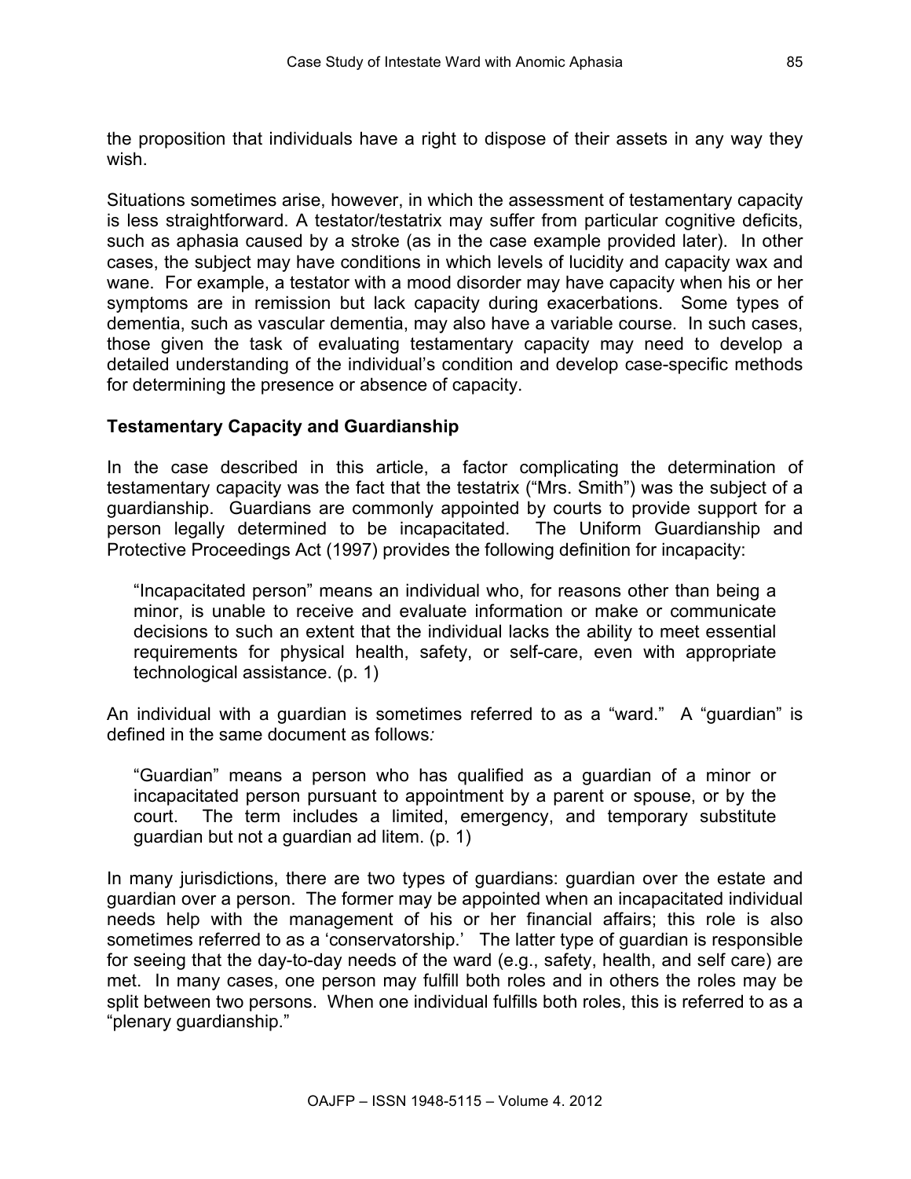the proposition that individuals have a right to dispose of their assets in any way they wish.

Situations sometimes arise, however, in which the assessment of testamentary capacity is less straightforward. A testator/testatrix may suffer from particular cognitive deficits, such as aphasia caused by a stroke (as in the case example provided later). In other cases, the subject may have conditions in which levels of lucidity and capacity wax and wane. For example, a testator with a mood disorder may have capacity when his or her symptoms are in remission but lack capacity during exacerbations. Some types of dementia, such as vascular dementia, may also have a variable course. In such cases, those given the task of evaluating testamentary capacity may need to develop a detailed understanding of the individual's condition and develop case-specific methods for determining the presence or absence of capacity.

## Testamentary Capacity and Guardianship

In the case described in this article, a factor complicating the determination of testamentary capacity was the fact that the testatrix ("Mrs. Smith") was the subject of a guardianship. Guardians are commonly appointed by courts to provide support for a person legally determined to be incapacitated. The Uniform Guardianship and Protective Proceedings Act (1997) provides the following definition for incapacity:

> "Incapacitated person" means an individual who, for reasons other than being a minor, is unable to receive and evaluate information or make or communicate decisions to such an extent that the individual lacks the ability to meet essential requirements for physical health, safety, or self-care, even with appropriate technological assistance. (p. 1)

An individual with a guardian is sometimes referred to as a "ward." A "guardian" is defined in the same document as follows*:*

> "Guardian" means a person who has qualified as a guardian of a minor or incapacitated person pursuant to appointment by a parent or spouse, or by the court. The term includes a limited, emergency, and temporary substitute guardian but not a guardian ad litem. (p. 1)

In many jurisdictions, there are two types of guardians: guardian over the estate and guardian over a person. The former may be appointed when an incapacitated individual needs help with the management of his or her financial affairs; this role is also sometimes referred to as a 'conservatorship.' The latter type of guardian is responsible for seeing that the day-to-day needs of the ward (e.g., safety, health, and self care) are met. In many cases, one person may fulfill both roles and in others the roles may be split between two persons. When one individual fulfills both roles, this is referred to as a "plenary guardianship."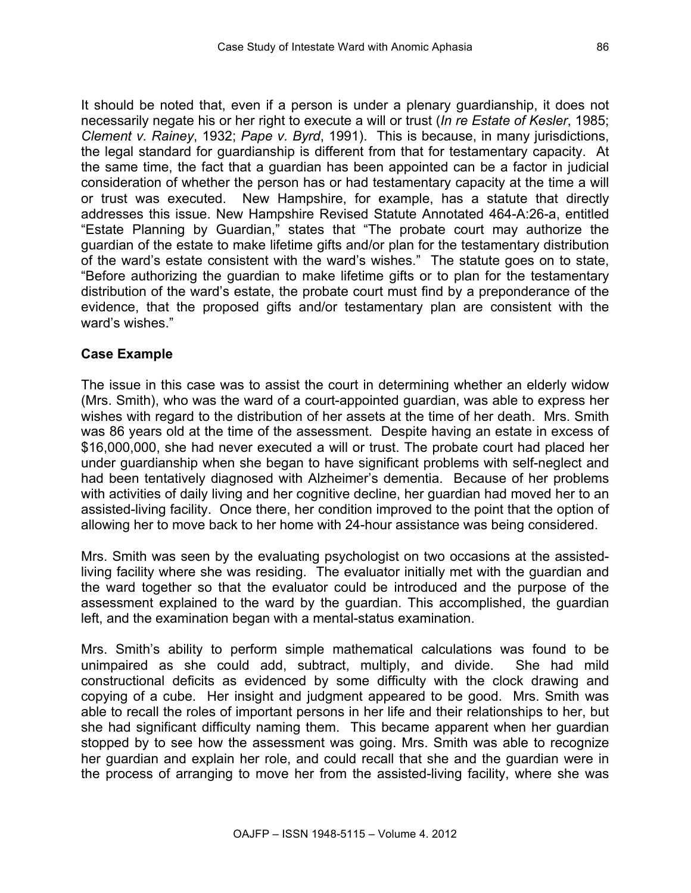It should be noted that, even if a person is under a plenary guardianship, it does not necessarily negate his or her right to execute a will or trust (*In re Estate of Kesler*, 1985; *Clement v. Rainey*, 1932; *Pape v. Byrd*, 1991). This is because, in many jurisdictions, the legal standard for guardianship is different from that for testamentary capacity. At the same time, the fact that a guardian has been appointed can be a factor in judicial consideration of whether the person has or had testamentary capacity at the time a will or trust was executed. New Hampshire, for example, has a statute that directly addresses this issue. New Hampshire Revised Statute Annotated 464-A:26-a, entitled "Estate Planning by Guardian," states that "The probate court may authorize the guardian of the estate to make lifetime gifts and/or plan for the testamentary distribution of the ward's estate consistent with the ward's wishes." The statute goes on to state, "Before authorizing the guardian to make lifetime gifts or to plan for the testamentary distribution of the ward's estate, the probate court must find by a preponderance of the evidence, that the proposed gifts and/or testamentary plan are consistent with the ward's wishes."

**Case Example**

The issue in this case was to assist the court in determining whether an elderly widow (Mrs. Smith), who was the ward of a court-appointed guardian, was able to express her wishes with regard to the distribution of her assets at the time of her death. Mrs. Smith was 86 years old at the time of the assessment. Despite having an estate in excess of $16,000,000, she had never executed a will or trust. The probate court had placed her under guardianship when she began to have significant problems with self-neglect and had been tentatively diagnosed with Alzheimer's dementia. Because of her problems with activities of daily living and her cognitive decline, her guardian had moved her to an assisted-living facility. Once there, her condition improved to the point that the option of allowing her to move back to her home with 24-hour assistance was being considered.

Mrs. Smith was seen by the evaluating psychologist on two occasions at the assisted-living facility where she was residing. The evaluator initially met with the guardian and the ward together so that the evaluator could be introduced and the purpose of the assessment explained to the ward by the guardian. This accomplished, the guardian left, and the examination began with a mental-status examination.

Mrs. Smith's ability to perform simple mathematical calculations was found to be unimpaired as she could add, subtract, multiply, and divide. She had mild constructional deficits as evidenced by some difficulty with the clock drawing and copying of a cube. Her insight and judgment appeared to be good. Mrs. Smith was able to recall the roles of important persons in her life and their relationships to her, but she had significant difficulty naming them. This became apparent when her guardian stopped by to see how the assessment was going. Mrs. Smith was able to recognize her guardian and explain her role, and could recall that she and the guardian were in the process of arranging to move her from the assisted-living facility, where she was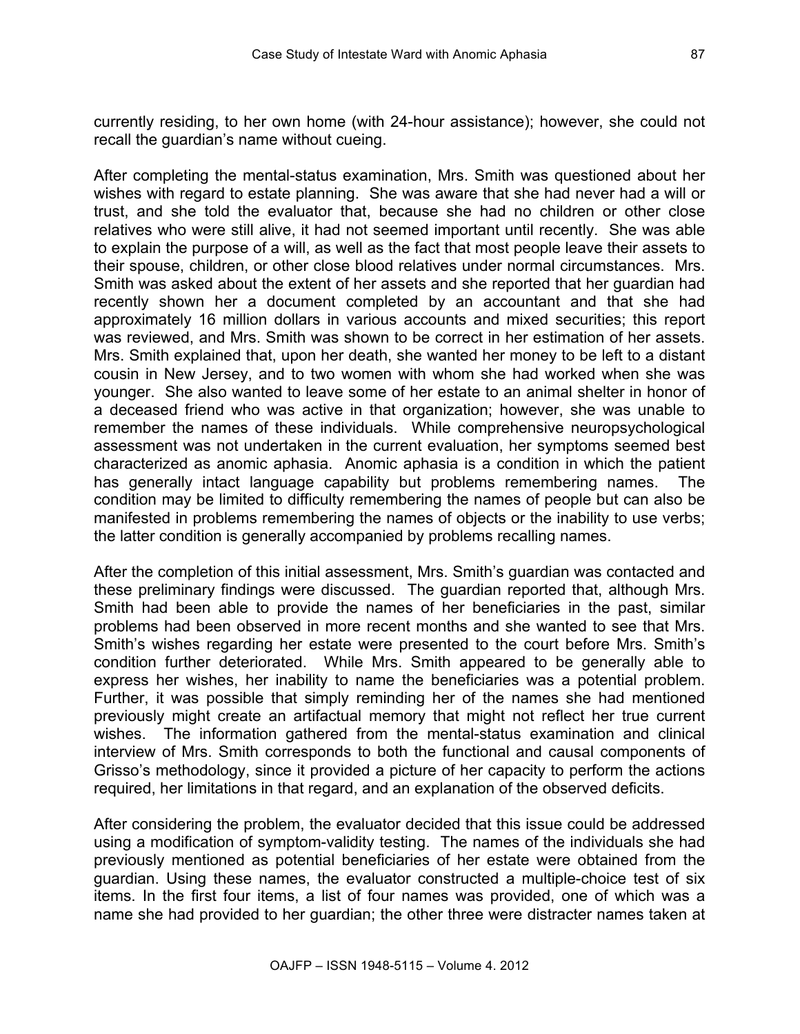currently residing, to her own home (with 24-hour assistance); however, she could not recall the guardian's name without cueing.

After completing the mental-status examination, Mrs. Smith was questioned about her wishes with regard to estate planning. She was aware that she had never had a will or trust, and she told the evaluator that, because she had no children or other close relatives who were still alive, it had not seemed important until recently. She was able to explain the purpose of a will, as well as the fact that most people leave their assets to their spouse, children, or other close blood relatives under normal circumstances. Mrs. Smith was asked about the extent of her assets and she reported that her guardian had recently shown her a document completed by an accountant and that she had approximately 16 million dollars in various accounts and mixed securities; this report was reviewed, and Mrs. Smith was shown to be correct in her estimation of her assets. Mrs. Smith explained that, upon her death, she wanted her money to be left to a distant cousin in New Jersey, and to two women with whom she had worked when she was younger. She also wanted to leave some of her estate to an animal shelter in honor of a deceased friend who was active in that organization; however, she was unable to remember the names of these individuals. While comprehensive neuropsychological assessment was not undertaken in the current evaluation, her symptoms seemed best characterized as anomic aphasia. Anomic aphasia is a condition in which the patient has generally intact language capability but problems remembering names. The condition may be limited to difficulty remembering the names of people but can also be manifested in problems remembering the names of objects or the inability to use verbs; the latter condition is generally accompanied by problems recalling names.

After the completion of this initial assessment, Mrs. Smith's guardian was contacted and these preliminary findings were discussed. The guardian reported that, although Mrs. Smith had been able to provide the names of her beneficiaries in the past, similar problems had been observed in more recent months and she wanted to see that Mrs. Smith's wishes regarding her estate were presented to the court before Mrs. Smith's condition further deteriorated. While Mrs. Smith appeared to be generally able to express her wishes, her inability to name the beneficiaries was a potential problem. Further, it was possible that simply reminding her of the names she had mentioned previously might create an artifactual memory that might not reflect her true current wishes. The information gathered from the mental-status examination and clinical interview of Mrs. Smith corresponds to both the functional and causal components of Grisso's methodology, since it provided a picture of her capacity to perform the actions required, her limitations in that regard, and an explanation of the observed deficits.

After considering the problem, the evaluator decided that this issue could be addressed using a modification of symptom-validity testing. The names of the individuals she had previously mentioned as potential beneficiaries of her estate were obtained from the guardian. Using these names, the evaluator constructed a multiple-choice test of six items. In the first four items, a list of four names was provided, one of which was a name she had provided to her guardian; the other three were distracter names taken at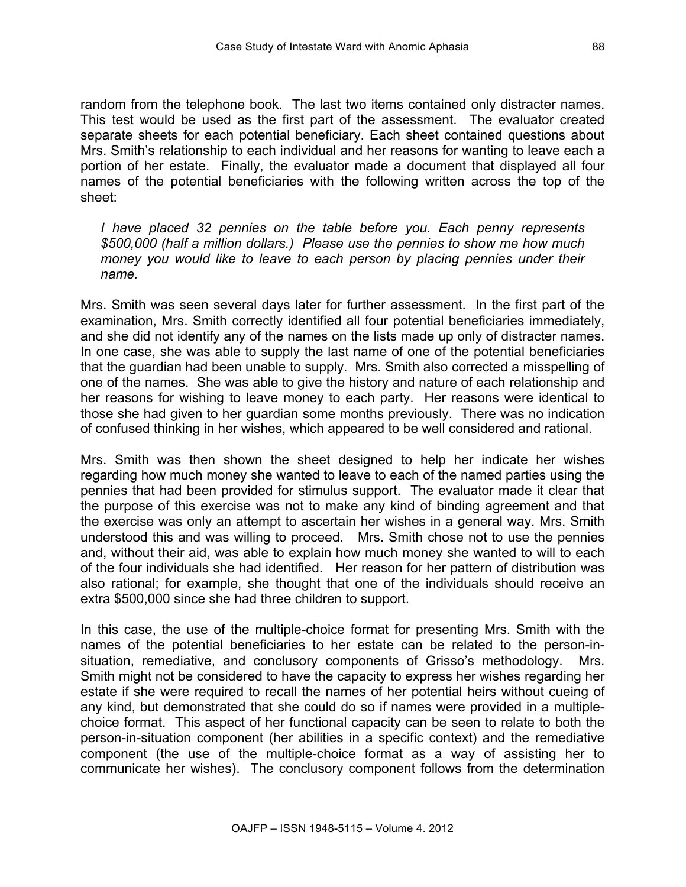random from the telephone book. The last two items contained only distracter names. This test would be used as the first part of the assessment. The evaluator created separate sheets for each potential beneficiary. Each sheet contained questions about Mrs. Smith's relationship to each individual and her reasons for wanting to leave each a portion of her estate. Finally, the evaluator made a document that displayed all four names of the potential beneficiaries with the following written across the top of the sheet:

> *I have placed 32 pennies on the table before you. Each penny represents $500,000 (half a million dollars.) Please use the pennies to show me how much money you would like to leave to each person by placing pennies under their name.*

Mrs. Smith was seen several days later for further assessment. In the first part of the examination, Mrs. Smith correctly identified all four potential beneficiaries immediately, and she did not identify any of the names on the lists made up only of distracter names. In one case, she was able to supply the last name of one of the potential beneficiaries that the guardian had been unable to supply. Mrs. Smith also corrected a misspelling of one of the names. She was able to give the history and nature of each relationship and her reasons for wishing to leave money to each party. Her reasons were identical to those she had given to her guardian some months previously. There was no indication of confused thinking in her wishes, which appeared to be well considered and rational.

Mrs. Smith was then shown the sheet designed to help her indicate her wishes regarding how much money she wanted to leave to each of the named parties using the pennies that had been provided for stimulus support. The evaluator made it clear that the purpose of this exercise was not to make any kind of binding agreement and that the exercise was only an attempt to ascertain her wishes in a general way. Mrs. Smith understood this and was willing to proceed. Mrs. Smith chose not to use the pennies and, without their aid, was able to explain how much money she wanted to will to each of the four individuals she had identified. Her reason for her pattern of distribution was also rational; for example, she thought that one of the individuals should receive an extra $500,000 since she had three children to support.

In this case, the use of the multiple-choice format for presenting Mrs. Smith with the names of the potential beneficiaries to her estate can be related to the person-in-situation, remediative, and conclusory components of Grisso's methodology. Mrs. Smith might not be considered to have the capacity to express her wishes regarding her estate if she were required to recall the names of her potential heirs without cueing of any kind, but demonstrated that she could do so if names were provided in a multiple-choice format. This aspect of her functional capacity can be seen to relate to both the person-in-situation component (her abilities in a specific context) and the remediative component (the use of the multiple-choice format as a way of assisting her to communicate her wishes). The conclusory component follows from the determination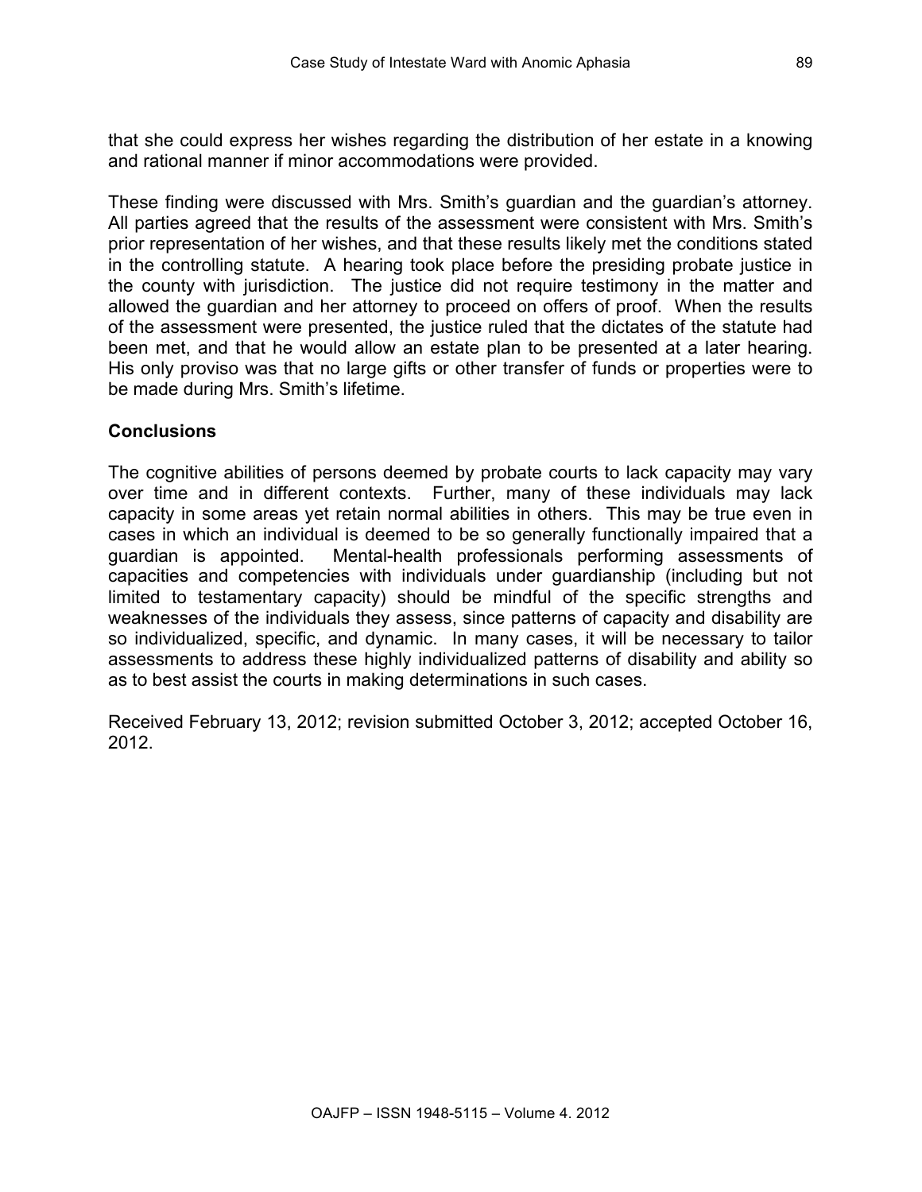that she could express her wishes regarding the distribution of her estate in a knowing and rational manner if minor accommodations were provided.

These finding were discussed with Mrs. Smith's guardian and the guardian's attorney. All parties agreed that the results of the assessment were consistent with Mrs. Smith's prior representation of her wishes, and that these results likely met the conditions stated in the controlling statute. A hearing took place before the presiding probate justice in the county with jurisdiction. The justice did not require testimony in the matter and allowed the guardian and her attorney to proceed on offers of proof. When the results of the assessment were presented, the justice ruled that the dictates of the statute had been met, and that he would allow an estate plan to be presented at a later hearing. His only proviso was that no large gifts or other transfer of funds or properties were to be made during Mrs. Smith's lifetime.

## Conclusions

The cognitive abilities of persons deemed by probate courts to lack capacity may vary over time and in different contexts. Further, many of these individuals may lack capacity in some areas yet retain normal abilities in others. This may be true even in cases in which an individual is deemed to be so generally functionally impaired that a guardian is appointed. Mental-health professionals performing assessments of capacities and competencies with individuals under guardianship (including but not limited to testamentary capacity) should be mindful of the specific strengths and weaknesses of the individuals they assess, since patterns of capacity and disability are so individualized, specific, and dynamic. In many cases, it will be necessary to tailor assessments to address these highly individualized patterns of disability and ability so as to best assist the courts in making determinations in such cases.

Received February 13, 2012; revision submitted October 3, 2012; accepted October 16, 2012.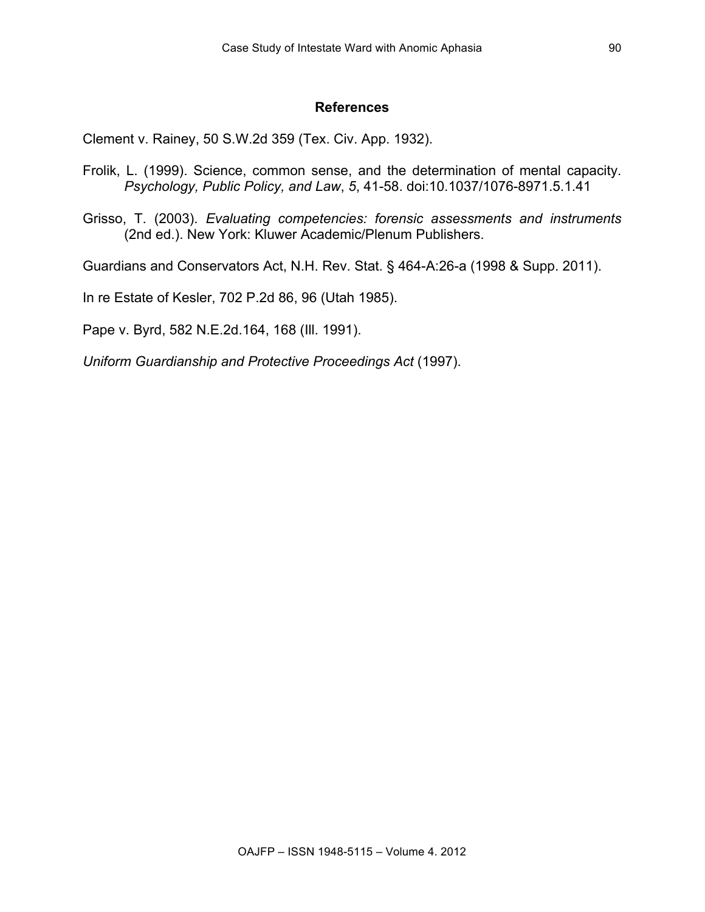## References

Clement v. Rainey, 50 S.W.2d 359 (Tex. Civ. App. 1932).

Frolik, L. (1999). Science, common sense, and the determination of mental capacity. *Psychology, Public Policy, and Law*, *5*, 41-58. doi:10.1037/1076-8971.5.1.41

Grisso, T. (2003). *Evaluating competencies: forensic assessments and instruments* (2nd ed.). New York: Kluwer Academic/Plenum Publishers.

Guardians and Conservators Act, N.H. Rev. Stat. § 464-A:26-a (1998 & Supp. 2011).

In re Estate of Kesler, 702 P.2d 86, 96 (Utah 1985).

Pape v. Byrd, 582 N.E.2d.164, 168 (Ill. 1991).

*Uniform Guardianship and Protective Proceedings Act* (1997).